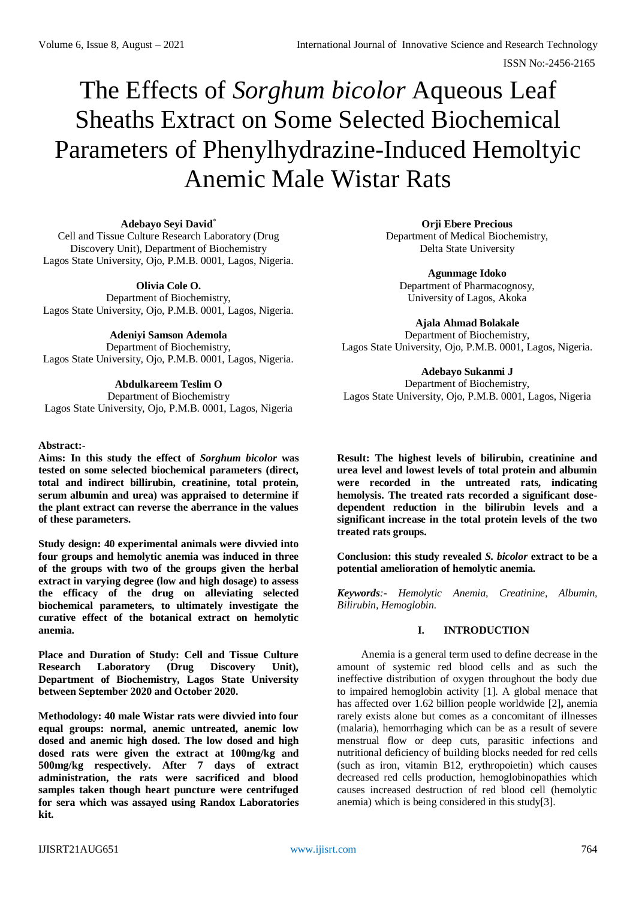# The Effects of *Sorghum bicolor* Aqueous Leaf Sheaths Extract on Some Selected Biochemical Parameters of Phenylhydrazine-Induced Hemoltyic Anemic Male Wistar Rats

**Adebayo Seyi David***
Cell and Tissue Culture Research Laboratory (Drug Discovery Unit), Department of Biochemistry
Lagos State University, Ojo, P.M.B. 0001, Lagos, Nigeria.

**Olivia Cole O.**
Department of Biochemistry,
Lagos State University, Ojo, P.M.B. 0001, Lagos, Nigeria.

**Adeniyi Samson Ademola**
Department of Biochemistry,
Lagos State University, Ojo, P.M.B. 0001, Lagos, Nigeria.

**Abdulkareem Teslim O**
Department of Biochemistry
Lagos State University, Ojo, P.M.B. 0001, Lagos, Nigeria

**Orji Ebere Precious**
Department of Medical Biochemistry,
Delta State University

**Agunmage Idoko**
Department of Pharmacognosy,
University of Lagos, Akoka

**Ajala Ahmad Bolakale**
Department of Biochemistry,
Lagos State University, Ojo, P.M.B. 0001, Lagos, Nigeria.

**Adebayo Sukanmi J**
Department of Biochemistry,
Lagos State University, Ojo, P.M.B. 0001, Lagos, Nigeria

**Abstract:-**

**Aims: In this study the effect of *Sorghum bicolor* was tested on some selected biochemical parameters (direct, total and indirect billirubin, creatinine, total protein, serum albumin and urea) was appraised to determine if the plant extract can reverse the aberrance in the values of these parameters.**

**Study design: 40 experimental animals were divvied into four groups and hemolytic anemia was induced in three of the groups with two of the groups given the herbal extract in varying degree (low and high dosage) to assess the efficacy of the drug on alleviating selected biochemical parameters, to ultimately investigate the curative effect of the botanical extract on hemolytic anemia.**

**Place and Duration of Study: Cell and Tissue Culture Research Laboratory (Drug Discovery Unit), Department of Biochemistry, Lagos State University between September 2020 and October 2020.**

**Methodology: 40 male Wistar rats were divvied into four equal groups: normal, anemic untreated, anemic low dosed and anemic high dosed. The low dosed and high dosed rats were given the extract at 100mg/kg and 500mg/kg respectively. After 7 days of extract administration, the rats were sacrificed and blood samples taken though heart puncture were centrifuged for sera which was assayed using Randox Laboratories kit.**

**Result: The highest levels of bilirubin, creatinine and urea level and lowest levels of total protein and albumin were recorded in the untreated rats, indicating hemolysis. The treated rats recorded a significant dose-dependent reduction in the bilirubin levels and a significant increase in the total protein levels of the two treated rats groups.**

**Conclusion: this study revealed *S. bicolor* extract to be a potential amelioration of hemolytic anemia.**

***Keywords:-** Hemolytic Anemia, Creatinine, Albumin, Bilirubin, Hemoglobin.*

## I. INTRODUCTION

Anemia is a general term used to define decrease in the amount of systemic red blood cells and as such the ineffective distribution of oxygen throughout the body due to impaired hemoglobin activity [1]. A global menace that has affected over 1.62 billion people worldwide [2]**,** anemia rarely exists alone but comes as a concomitant of illnesses (malaria), hemorrhaging which can be as a result of severe menstrual flow or deep cuts, parasitic infections and nutritional deficiency of building blocks needed for red cells (such as iron, vitamin B12, erythropoietin) which causes decreased red cells production, hemoglobinopathies which causes increased destruction of red blood cell (hemolytic anemia) which is being considered in this study[3].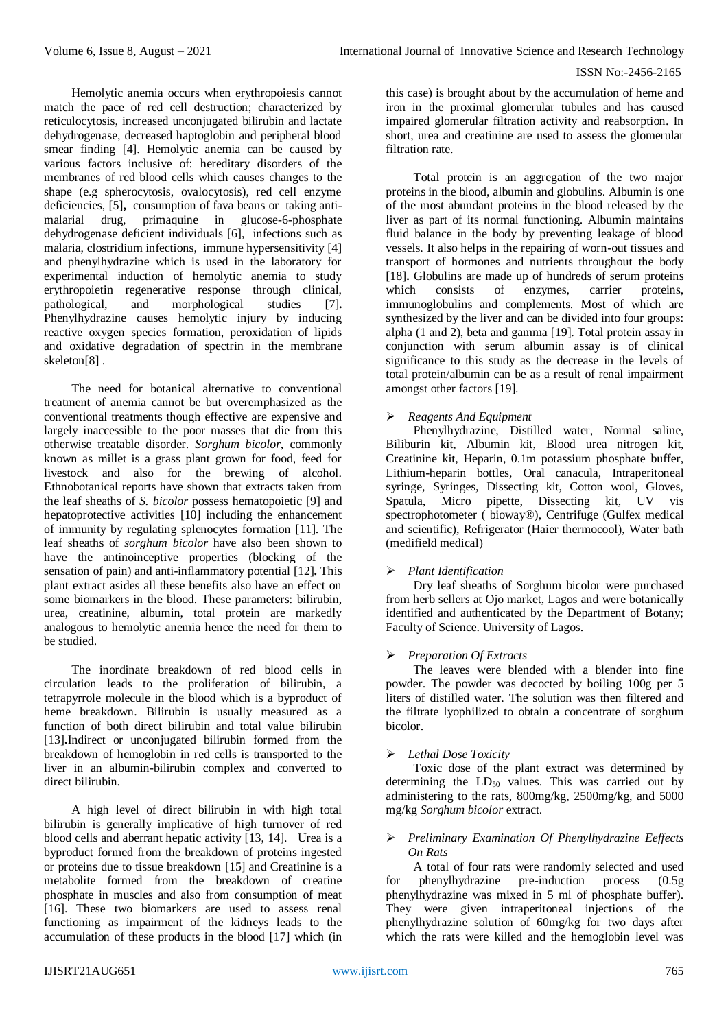Hemolytic anemia occurs when erythropoiesis cannot match the pace of red cell destruction; characterized by reticulocytosis, increased unconjugated bilirubin and lactate dehydrogenase, decreased haptoglobin and peripheral blood smear finding [4]. Hemolytic anemia can be caused by various factors inclusive of: hereditary disorders of the membranes of red blood cells which causes changes to the shape (e.g spherocytosis, ovalocytosis), red cell enzyme deficiencies, [5]**,** consumption of fava beans or taking anti-malarial drug, primaquine in glucose-6-phosphate dehydrogenase deficient individuals [6], infections such as malaria, clostridium infections, immune hypersensitivity [4] and phenylhydrazine which is used in the laboratory for experimental induction of hemolytic anemia to study erythropoietin regenerative response through clinical, pathological, and morphological studies [7]**.** Phenylhydrazine causes hemolytic injury by inducing reactive oxygen species formation, peroxidation of lipids and oxidative degradation of spectrin in the membrane skeleton[8] .

The need for botanical alternative to conventional treatment of anemia cannot be but overemphasized as the conventional treatments though effective are expensive and largely inaccessible to the poor masses that die from this otherwise treatable disorder. *Sorghum bicolor*, commonly known as millet is a grass plant grown for food, feed for livestock and also for the brewing of alcohol. Ethnobotanical reports have shown that extracts taken from the leaf sheaths of *S. bicolor* possess hematopoietic [9] and hepatoprotective activities [10] including the enhancement of immunity by regulating splenocytes formation [11]. The leaf sheaths of *sorghum bicolor* have also been shown to have the antinoinceptive properties (blocking of the sensation of pain) and anti-inflammatory potential [12]**.** This plant extract asides all these benefits also have an effect on some biomarkers in the blood. These parameters: bilirubin, urea, creatinine, albumin, total protein are markedly analogous to hemolytic anemia hence the need for them to be studied.

The inordinate breakdown of red blood cells in circulation leads to the proliferation of bilirubin, a tetrapyrrole molecule in the blood which is a byproduct of heme breakdown. Bilirubin is usually measured as a function of both direct bilirubin and total value bilirubin [13]**.**Indirect or unconjugated bilirubin formed from the breakdown of hemoglobin in red cells is transported to the liver in an albumin-bilirubin complex and converted to direct bilirubin.

A high level of direct bilirubin in with high total bilirubin is generally implicative of high turnover of red blood cells and aberrant hepatic activity [13, 14]. Urea is a byproduct formed from the breakdown of proteins ingested or proteins due to tissue breakdown [15] and Creatinine is a metabolite formed from the breakdown of creatine phosphate in muscles and also from consumption of meat [16]. These two biomarkers are used to assess renal functioning as impairment of the kidneys leads to the accumulation of these products in the blood [17] which (in this case) is brought about by the accumulation of heme and iron in the proximal glomerular tubules and has caused impaired glomerular filtration activity and reabsorption. In short, urea and creatinine are used to assess the glomerular filtration rate.

Total protein is an aggregation of the two major proteins in the blood, albumin and globulins. Albumin is one of the most abundant proteins in the blood released by the liver as part of its normal functioning. Albumin maintains fluid balance in the body by preventing leakage of blood vessels. It also helps in the repairing of worn-out tissues and transport of hormones and nutrients throughout the body [18]**.** Globulins are made up of hundreds of serum proteins which consists of enzymes, carrier proteins, immunoglobulins and complements. Most of which are synthesized by the liver and can be divided into four groups: alpha (1 and 2), beta and gamma [19]. Total protein assay in conjunction with serum albumin assay is of clinical significance to this study as the decrease in the levels of total protein/albumin can be as a result of renal impairment amongst other factors [19].

- *Reagents And Equipment*

Phenylhydrazine, Distilled water, Normal saline, Biliburin kit, Albumin kit, Blood urea nitrogen kit, Creatinine kit, Heparin, 0.1m potassium phosphate buffer, Lithium-heparin bottles, Oral canacula, Intraperitoneal syringe, Syringes, Dissecting kit, Cotton wool, Gloves, Spatula, Micro pipette, Dissecting kit, UV vis spectrophotometer ( bioway®), Centrifuge (Gulfex medical and scientific), Refrigerator (Haier thermocool), Water bath (medifield medical)

- *Plant Identification*

Dry leaf sheaths of Sorghum bicolor were purchased from herb sellers at Ojo market, Lagos and were botanically identified and authenticated by the Department of Botany; Faculty of Science. University of Lagos.

- *Preparation Of Extracts*

The leaves were blended with a blender into fine powder. The powder was decocted by boiling 100g per 5 liters of distilled water. The solution was then filtered and the filtrate lyophilized to obtain a concentrate of sorghum bicolor.

- *Lethal Dose Toxicity*

Toxic dose of the plant extract was determined by determining the $LD_{50}$ values. This was carried out by administering to the rats, 800mg/kg, 2500mg/kg, and 5000 mg/kg *Sorghum bicolor* extract.

- *Preliminary Examination Of Phenylhydrazine Eeffects On Rats*

A total of four rats were randomly selected and used for phenylhydrazine pre-induction process (0.5g phenylhydrazine was mixed in 5 ml of phosphate buffer). They were given intraperitoneal injections of the phenylhydrazine solution of 60mg/kg for two days after which the rats were killed and the hemoglobin level was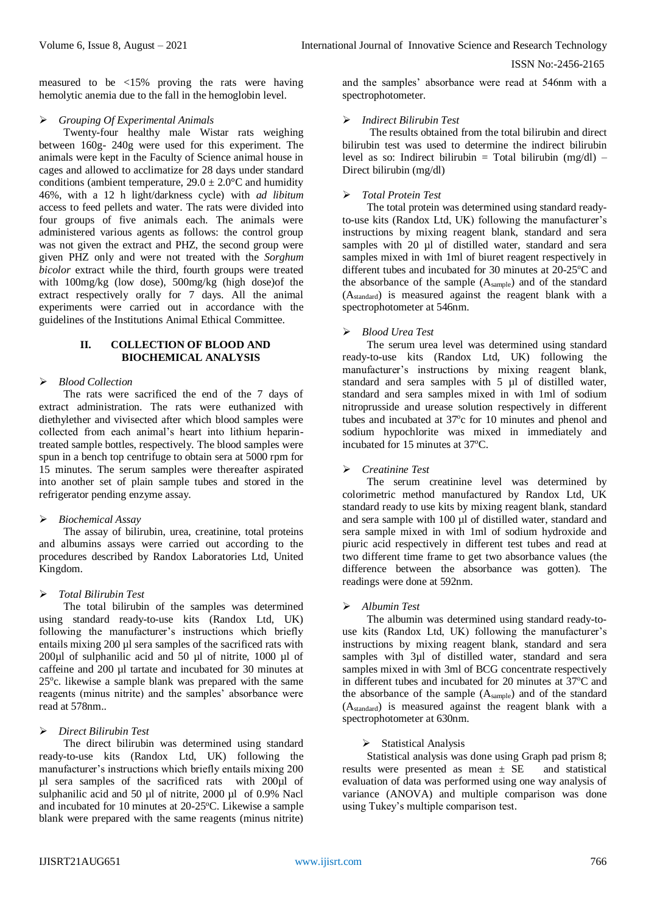measured to be <15% proving the rats were having hemolytic anemia due to the fall in the hemoglobin level.

➢ *Grouping Of Experimental Animals*

Twenty-four healthy male Wistar rats weighing between 160g- 240g were used for this experiment. The animals were kept in the Faculty of Science animal house in cages and allowed to acclimatize for 28 days under standard conditions (ambient temperature, 29.0 ± 2.0°C and humidity 46%, with a 12 h light/darkness cycle) with *ad libitum* access to feed pellets and water. The rats were divided into four groups of five animals each. The animals were administered various agents as follows: the control group was not given the extract and PHZ, the second group were given PHZ only and were not treated with the *Sorghum bicolor* extract while the third, fourth groups were treated with 100mg/kg (low dose), 500mg/kg (high dose)of the extract respectively orally for 7 days. All the animal experiments were carried out in accordance with the guidelines of the Institutions Animal Ethical Committee.

## II. COLLECTION OF BLOOD AND BIOCHEMICAL ANALYSIS

➢ *Blood Collection*

The rats were sacrificed the end of the 7 days of extract administration. The rats were euthanized with diethylether and vivisected after which blood samples were collected from each animal's heart into lithium heparin-treated sample bottles, respectively. The blood samples were spun in a bench top centrifuge to obtain sera at 5000 rpm for 15 minutes. The serum samples were thereafter aspirated into another set of plain sample tubes and stored in the refrigerator pending enzyme assay.

➢ *Biochemical Assay*

The assay of bilirubin, urea, creatinine, total proteins and albumins assays were carried out according to the procedures described by Randox Laboratories Ltd, United Kingdom.

➢ *Total Bilirubin Test*

The total bilirubin of the samples was determined using standard ready-to-use kits (Randox Ltd, UK) following the manufacturer's instructions which briefly entails mixing 200 µl sera samples of the sacrificed rats with 200µl of sulphanilic acid and 50 µl of nitrite, 1000 µl of caffeine and 200 µl tartate and incubated for 30 minutes at 25°c. likewise a sample blank was prepared with the same reagents (minus nitrite) and the samples' absorbance were read at 578nm..

➢ *Direct Bilirubin Test*

The direct bilirubin was determined using standard ready-to-use kits (Randox Ltd, UK) following the manufacturer's instructions which briefly entails mixing 200 µl sera samples of the sacrificed rats with 200µl of sulphanilic acid and 50 µl of nitrite, 2000 µl of 0.9% Nacl and incubated for 10 minutes at 20-25°C. Likewise a sample blank were prepared with the same reagents (minus nitrite) and the samples' absorbance were read at 546nm with a spectrophotometer.

➢ *Indirect Bilirubin Test*

The results obtained from the total bilirubin and direct bilirubin test was used to determine the indirect bilirubin level as so: Indirect bilirubin = Total bilirubin (mg/dl) – Direct bilirubin (mg/dl)

➢ *Total Protein Test*

The total protein was determined using standard ready-to-use kits (Randox Ltd, UK) following the manufacturer's instructions by mixing reagent blank, standard and sera samples with 20 µl of distilled water, standard and sera samples mixed in with 1ml of biuret reagent respectively in different tubes and incubated for 30 minutes at 20-25°C and the absorbance of the sample ($A_{sample}$) and of the standard ($A_{standard}$) is measured against the reagent blank with a spectrophotometer at 546nm.

➢ *Blood Urea Test*

The serum urea level was determined using standard ready-to-use kits (Randox Ltd, UK) following the manufacturer's instructions by mixing reagent blank, standard and sera samples with 5 µl of distilled water, standard and sera samples mixed in with 1ml of sodium nitroprusside and urease solution respectively in different tubes and incubated at 37°c for 10 minutes and phenol and sodium hypochlorite was mixed in immediately and incubated for 15 minutes at 37°C.

➢ *Creatinine Test*

The serum creatinine level was determined by colorimetric method manufactured by Randox Ltd, UK standard ready to use kits by mixing reagent blank, standard and sera sample with 100 µl of distilled water, standard and sera sample mixed in with 1ml of sodium hydroxide and piuric acid respectively in different test tubes and read at two different time frame to get two absorbance values (the difference between the absorbance was gotten). The readings were done at 592nm.

➢ *Albumin Test*

The albumin was determined using standard ready-to-use kits (Randox Ltd, UK) following the manufacturer's instructions by mixing reagent blank, standard and sera samples with 3µl of distilled water, standard and sera samples mixed in with 3ml of BCG concentrate respectively in different tubes and incubated for 20 minutes at 37°C and the absorbance of the sample ($A_{sample}$) and of the standard ($A_{standard}$) is measured against the reagent blank with a spectrophotometer at 630nm.

➢ Statistical Analysis

Statistical analysis was done using Graph pad prism 8; results were presented as mean ± SE and statistical evaluation of data was performed using one way analysis of variance (ANOVA) and multiple comparison was done using Tukey's multiple comparison test.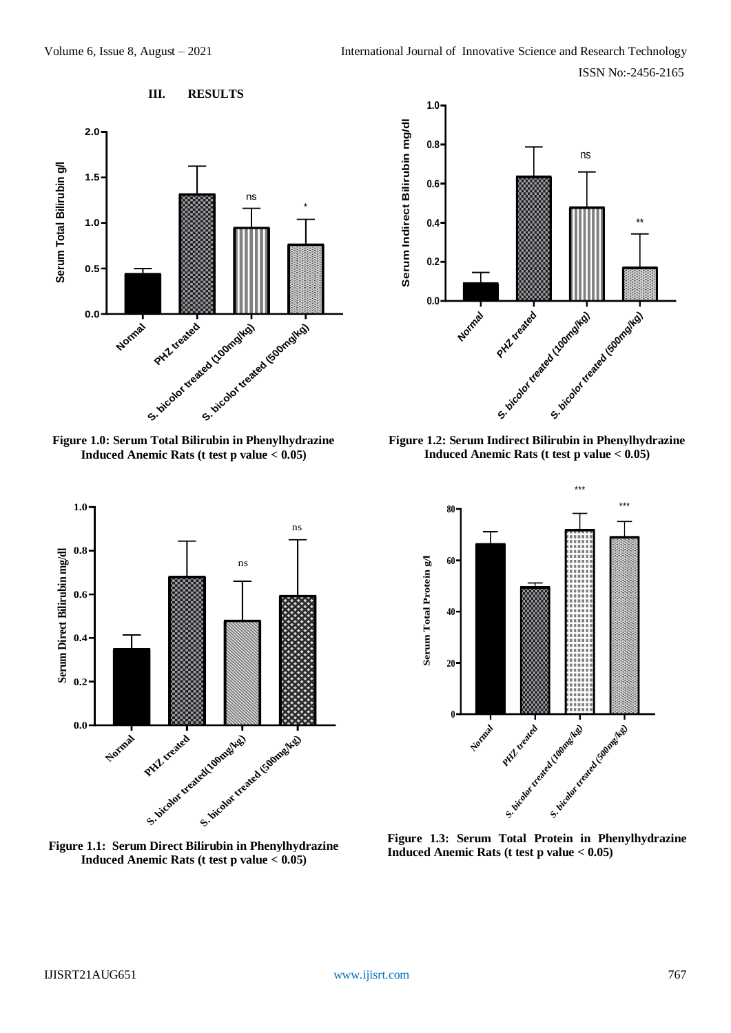## III. RESULTS

Figure 1.0: Serum Total Bilirubin in Phenylhydrazine Induced Anemic Rats (t test p value < 0.05)

Figure 1.2: Serum Indirect Bilirubin in Phenylhydrazine Induced Anemic Rats (t test p value < 0.05)

Figure 1.1: Serum Direct Bilirubin in Phenylhydrazine Induced Anemic Rats (t test p value < 0.05)

Figure 1.3: Serum Total Protein in Phenylhydrazine Induced Anemic Rats (t test p value < 0.05)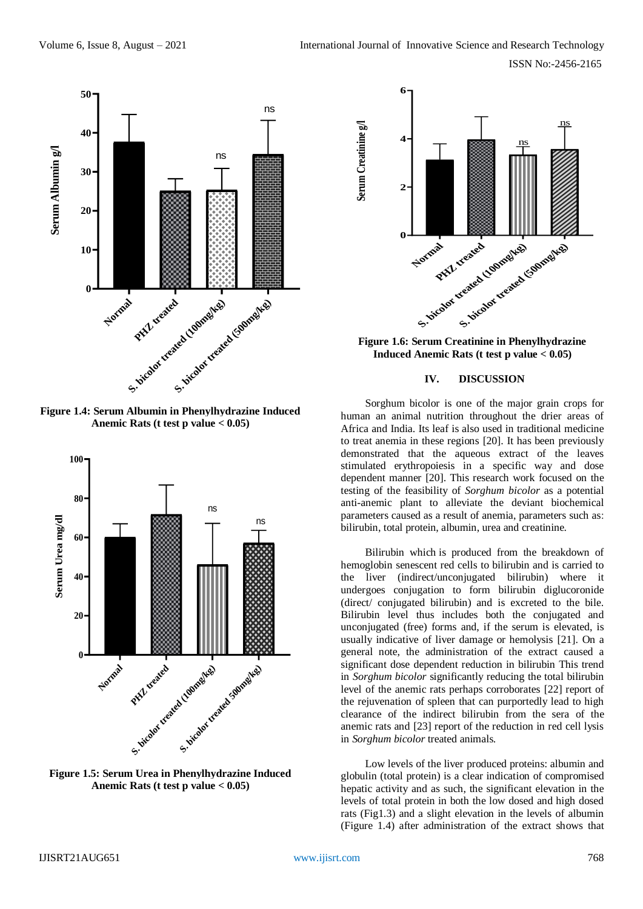Figure 1.4: Serum Albumin in Phenylhydrazine Induced Anemic Rats (t test p value < 0.05)

Figure 1.5: Serum Urea in Phenylhydrazine Induced Anemic Rats (t test p value < 0.05)

Figure 1.6: Serum Creatinine in Phenylhydrazine Induced Anemic Rats (t test p value < 0.05)

## IV. DISCUSSION

Sorghum bicolor is one of the major grain crops for human an animal nutrition throughout the drier areas of Africa and India. Its leaf is also used in traditional medicine to treat anemia in these regions [20]. It has been previously demonstrated that the aqueous extract of the leaves stimulated erythropoiesis in a specific way and dose dependent manner [20]. This research work focused on the testing of the feasibility of *Sorghum bicolor* as a potential anti-anemic plant to alleviate the deviant biochemical parameters caused as a result of anemia, parameters such as: bilirubin, total protein, albumin, urea and creatinine.

Bilirubin which is produced from the breakdown of hemoglobin senescent red cells to bilirubin and is carried to the liver (indirect/unconjugated bilirubin) where it undergoes conjugation to form bilirubin diglucoronide (direct/ conjugated bilirubin) and is excreted to the bile. Bilirubin level thus includes both the conjugated and unconjugated (free) forms and, if the serum is elevated, is usually indicative of liver damage or hemolysis [21]. On a general note, the administration of the extract caused a significant dose dependent reduction in bilirubin This trend in *Sorghum bicolor* significantly reducing the total bilirubin level of the anemic rats perhaps corroborates [22] report of the rejuvenation of spleen that can purportedly lead to high clearance of the indirect bilirubin from the sera of the anemic rats and [23] report of the reduction in red cell lysis in *Sorghum bicolor* treated animals.

Low levels of the liver produced proteins: albumin and globulin (total protein) is a clear indication of compromised hepatic activity and as such, the significant elevation in the levels of total protein in both the low dosed and high dosed rats (Fig1.3) and a slight elevation in the levels of albumin (Figure 1.4) after administration of the extract shows that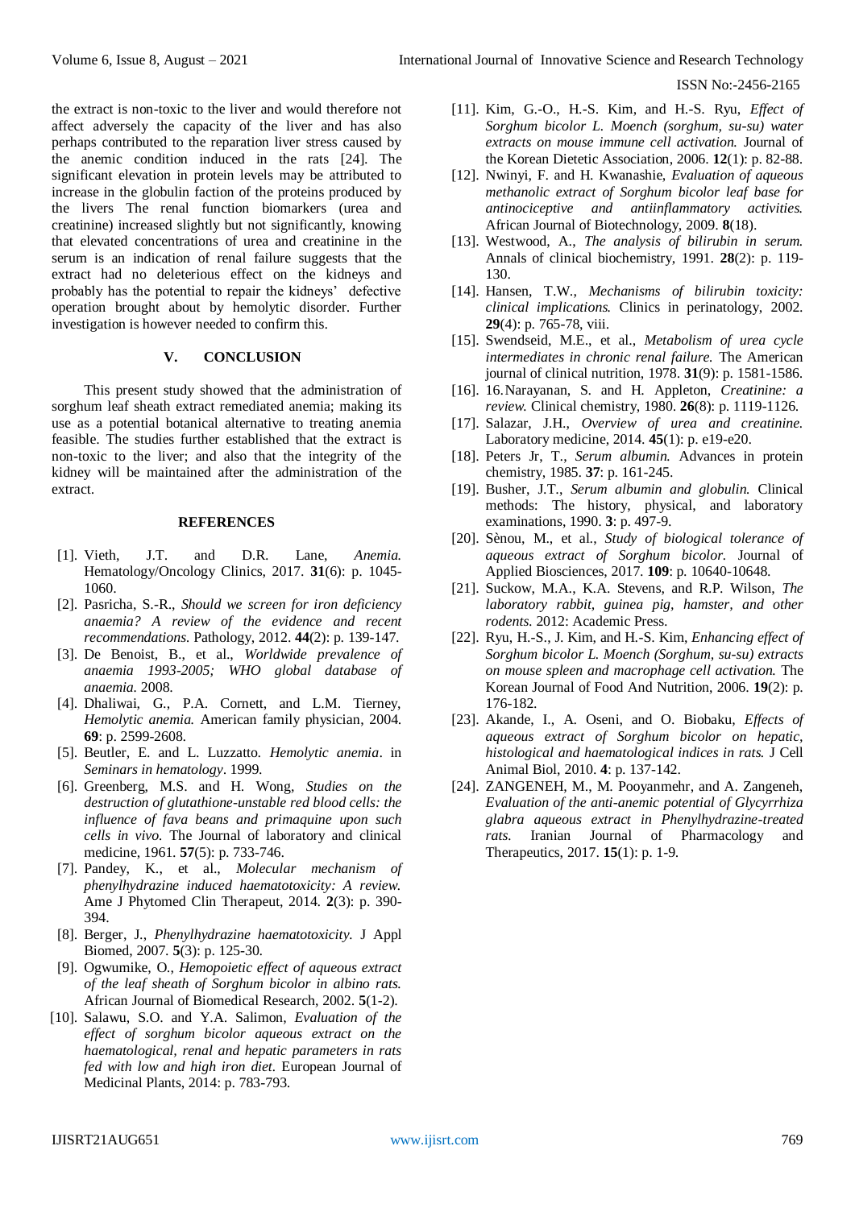the extract is non-toxic to the liver and would therefore not affect adversely the capacity of the liver and has also perhaps contributed to the reparation liver stress caused by the anemic condition induced in the rats [24]. The significant elevation in protein levels may be attributed to increase in the globulin faction of the proteins produced by the livers The renal function biomarkers (urea and creatinine) increased slightly but not significantly, knowing that elevated concentrations of urea and creatinine in the serum is an indication of renal failure suggests that the extract had no deleterious effect on the kidneys and probably has the potential to repair the kidneys' defective operation brought about by hemolytic disorder. Further investigation is however needed to confirm this.

## V. CONCLUSION

This present study showed that the administration of sorghum leaf sheath extract remediated anemia; making its use as a potential botanical alternative to treating anemia feasible. The studies further established that the extract is non-toxic to the liver; and also that the integrity of the kidney will be maintained after the administration of the extract.

## REFERENCES

[1]. Vieth, J.T. and D.R. Lane, *Anemia.* Hematology/Oncology Clinics, 2017. **31**(6): p. 1045-1060.

[2]. Pasricha, S.-R., *Should we screen for iron deficiency anaemia? A review of the evidence and recent recommendations.* Pathology, 2012. **44**(2): p. 139-147.

[3]. De Benoist, B., et al., *Worldwide prevalence of anaemia 1993-2005; WHO global database of anaemia.* 2008.

[4]. Dhaliwai, G., P.A. Cornett, and L.M. Tierney, *Hemolytic anemia.* American family physician, 2004. **69**: p. 2599-2608.

[5]. Beutler, E. and L. Luzzatto. *Hemolytic anemia*. in *Seminars in hematology*. 1999.

[6]. Greenberg, M.S. and H. Wong, *Studies on the destruction of glutathione-unstable red blood cells: the influence of fava beans and primaquine upon such cells in vivo.* The Journal of laboratory and clinical medicine, 1961. **57**(5): p. 733-746.

[7]. Pandey, K., et al., *Molecular mechanism of phenylhydrazine induced haematotoxicity: A review.* Ame J Phytomed Clin Therapeut, 2014. **2**(3): p. 390-394.

[8]. Berger, J., *Phenylhydrazine haematotoxicity.* J Appl Biomed, 2007. **5**(3): p. 125-30.

[9]. Ogwumike, O., *Hemopoietic effect of aqueous extract of the leaf sheath of Sorghum bicolor in albino rats.* African Journal of Biomedical Research, 2002. **5**(1-2).

[10]. Salawu, S.O. and Y.A. Salimon, *Evaluation of the effect of sorghum bicolor aqueous extract on the haematological, renal and hepatic parameters in rats fed with low and high iron diet.* European Journal of Medicinal Plants, 2014: p. 783-793.

[11]. Kim, G.-O., H.-S. Kim, and H.-S. Ryu, *Effect of Sorghum bicolor L. Moench (sorghum, su-su) water extracts on mouse immune cell activation.* Journal of the Korean Dietetic Association, 2006. **12**(1): p. 82-88.

[12]. Nwinyi, F. and H. Kwanashie, *Evaluation of aqueous methanolic extract of Sorghum bicolor leaf base for antinociceptive and antiinflammatory activities.* African Journal of Biotechnology, 2009. **8**(18).

[13]. Westwood, A., *The analysis of bilirubin in serum.* Annals of clinical biochemistry, 1991. **28**(2): p. 119-130.

[14]. Hansen, T.W., *Mechanisms of bilirubin toxicity: clinical implications.* Clinics in perinatology, 2002. **29**(4): p. 765-78, viii.

[15]. Swendseid, M.E., et al., *Metabolism of urea cycle intermediates in chronic renal failure.* The American journal of clinical nutrition, 1978. **31**(9): p. 1581-1586.

[16]. 16.Narayanan, S. and H. Appleton, *Creatinine: a review.* Clinical chemistry, 1980. **26**(8): p. 1119-1126.

[17]. Salazar, J.H., *Overview of urea and creatinine.* Laboratory medicine, 2014. **45**(1): p. e19-e20.

[18]. Peters Jr, T., *Serum albumin.* Advances in protein chemistry, 1985. **37**: p. 161-245.

[19]. Busher, J.T., *Serum albumin and globulin.* Clinical methods: The history, physical, and laboratory examinations, 1990. **3**: p. 497-9.

[20]. Sènou, M., et al., *Study of biological tolerance of aqueous extract of Sorghum bicolor.* Journal of Applied Biosciences, 2017. **109**: p. 10640-10648.

[21]. Suckow, M.A., K.A. Stevens, and R.P. Wilson, *The laboratory rabbit, guinea pig, hamster, and other rodents.* 2012: Academic Press.

[22]. Ryu, H.-S., J. Kim, and H.-S. Kim, *Enhancing effect of Sorghum bicolor L. Moench (Sorghum, su-su) extracts on mouse spleen and macrophage cell activation.* The Korean Journal of Food And Nutrition, 2006. **19**(2): p. 176-182.

[23]. Akande, I., A. Oseni, and O. Biobaku, *Effects of aqueous extract of Sorghum bicolor on hepatic, histological and haematological indices in rats.* J Cell Animal Biol, 2010. **4**: p. 137-142.

[24]. ZANGENEH, M., M. Pooyanmehr, and A. Zangeneh, *Evaluation of the anti-anemic potential of Glycyrrhiza glabra aqueous extract in Phenylhydrazine-treated rats.* Iranian Journal of Pharmacology and Therapeutics, 2017. **15**(1): p. 1-9.